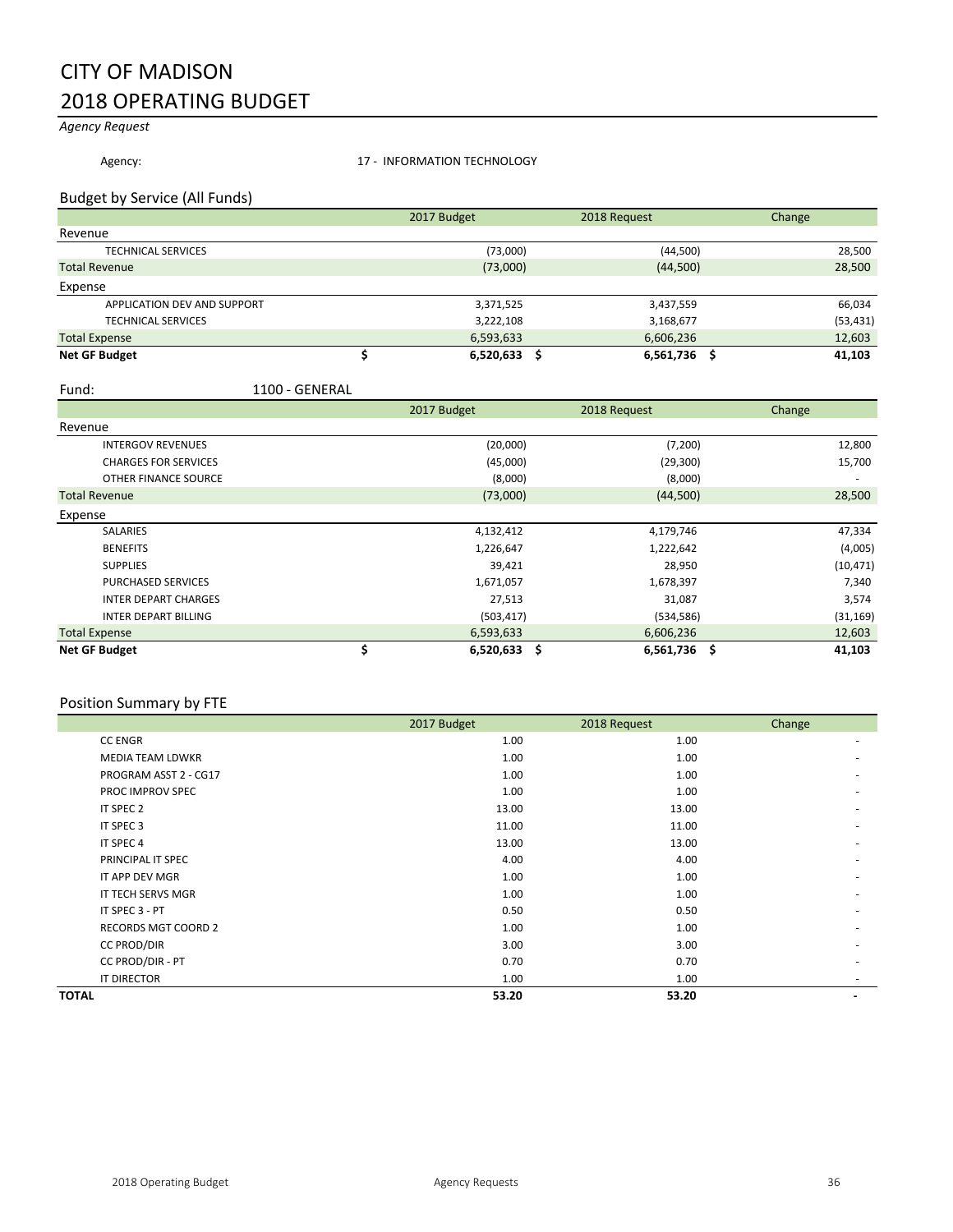# CITY OF MADISON

# 2018 OPERATING BUDGET

*Agency Request*

Agency: 17 - INFORMATION TECHNOLOGY

## Budget by Service (All Funds)

| | 2017 Budget | 2018 Request | Change |
|---|---|---|---|
| **Revenue** | | | |
| TECHNICAL SERVICES | (73,000) | (44,500) | 28,500 |
| Total Revenue | (73,000) | (44,500) | 28,500 |
| **Expense** | | | |
| APPLICATION DEV AND SUPPORT | 3,371,525 | 3,437,559 | 66,034 |
| TECHNICAL SERVICES | 3,222,108 | 3,168,677 | (53,431) |
| Total Expense | 6,593,633 | 6,606,236 | 12,603 |
| **Net GF Budget** | **$ 6,520,633** | **$ 6,561,736** | **$ 41,103** |

Fund: 1100 - GENERAL

| | 2017 Budget | 2018 Request | Change |
|---|---|---|---|
| **Revenue** | | | |
| INTERGOV REVENUES | (20,000) | (7,200) | 12,800 |
| CHARGES FOR SERVICES | (45,000) | (29,300) | 15,700 |
| OTHER FINANCE SOURCE | (8,000) | (8,000) | - |
| Total Revenue | (73,000) | (44,500) | 28,500 |
| **Expense** | | | |
| SALARIES | 4,132,412 | 4,179,746 | 47,334 |
| BENEFITS | 1,226,647 | 1,222,642 | (4,005) |
| SUPPLIES | 39,421 | 28,950 | (10,471) |
| PURCHASED SERVICES | 1,671,057 | 1,678,397 | 7,340 |
| INTER DEPART CHARGES | 27,513 | 31,087 | 3,574 |
| INTER DEPART BILLING | (503,417) | (534,586) | (31,169) |
| Total Expense | 6,593,633 | 6,606,236 | 12,603 |
| **Net GF Budget** | **$ 6,520,633** | **$ 6,561,736** | **$ 41,103** |

## Position Summary by FTE

| | 2017 Budget | 2018 Request | Change |
|---|---|---|---|
| CC ENGR | 1.00 | 1.00 | - |
| MEDIA TEAM LDWKR | 1.00 | 1.00 | - |
| PROGRAM ASST 2 - CG17 | 1.00 | 1.00 | - |
| PROC IMPROV SPEC | 1.00 | 1.00 | - |
| IT SPEC 2 | 13.00 | 13.00 | - |
| IT SPEC 3 | 11.00 | 11.00 | - |
| IT SPEC 4 | 13.00 | 13.00 | - |
| PRINCIPAL IT SPEC | 4.00 | 4.00 | - |
| IT APP DEV MGR | 1.00 | 1.00 | - |
| IT TECH SERVS MGR | 1.00 | 1.00 | - |
| IT SPEC 3 - PT | 0.50 | 0.50 | - |
| RECORDS MGT COORD 2 | 1.00 | 1.00 | - |
| CC PROD/DIR | 3.00 | 3.00 | - |
| CC PROD/DIR - PT | 0.70 | 0.70 | - |
| IT DIRECTOR | 1.00 | 1.00 | - |
| **TOTAL** | **53.20** | **53.20** | **-** |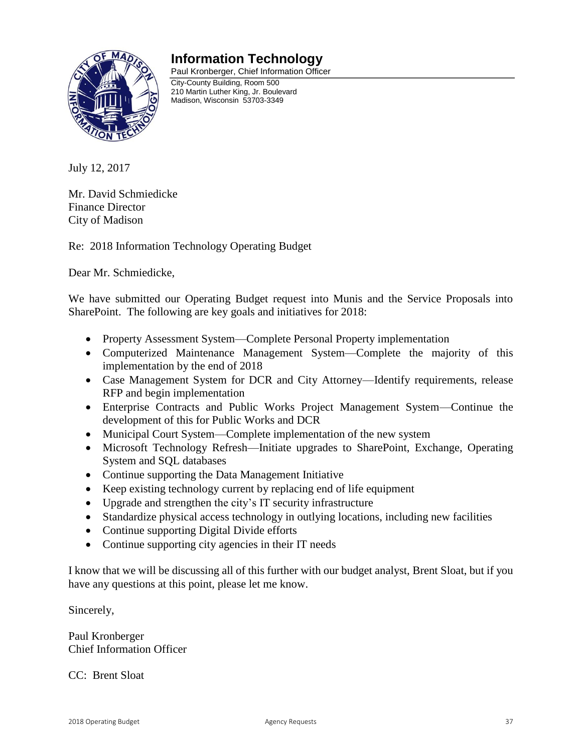# Information Technology

Paul Kronberger, Chief Information Officer

City-County Building, Room 500
210 Martin Luther King, Jr. Boulevard
Madison, Wisconsin 53703-3349

July 12, 2017

Mr. David Schmiedicke
Finance Director
City of Madison

Re: 2018 Information Technology Operating Budget

Dear Mr. Schmiedicke,

We have submitted our Operating Budget request into Munis and the Service Proposals into SharePoint. The following are key goals and initiatives for 2018:

- Property Assessment System—Complete Personal Property implementation
- Computerized Maintenance Management System—Complete the majority of this implementation by the end of 2018
- Case Management System for DCR and City Attorney—Identify requirements, release RFP and begin implementation
- Enterprise Contracts and Public Works Project Management System—Continue the development of this for Public Works and DCR
- Municipal Court System—Complete implementation of the new system
- Microsoft Technology Refresh—Initiate upgrades to SharePoint, Exchange, Operating System and SQL databases
- Continue supporting the Data Management Initiative
- Keep existing technology current by replacing end of life equipment
- Upgrade and strengthen the city's IT security infrastructure
- Standardize physical access technology in outlying locations, including new facilities
- Continue supporting Digital Divide efforts
- Continue supporting city agencies in their IT needs

I know that we will be discussing all of this further with our budget analyst, Brent Sloat, but if you have any questions at this point, please let me know.

Sincerely,

Paul Kronberger
Chief Information Officer

CC: Brent Sloat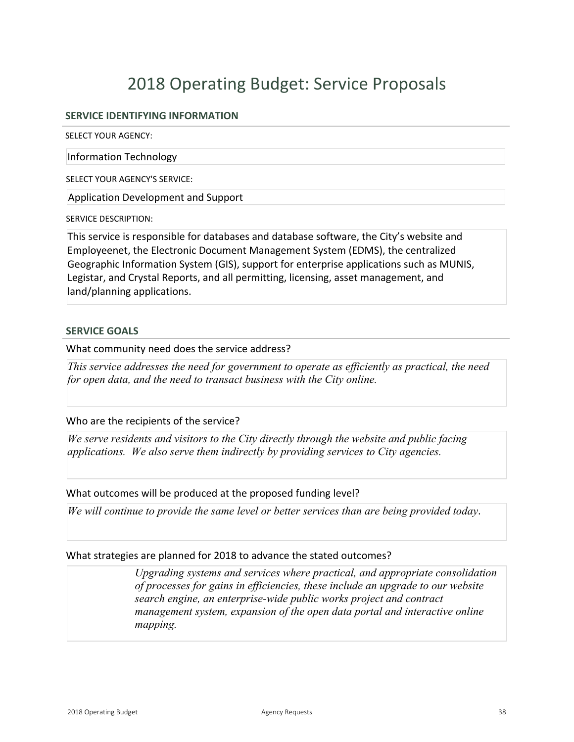# 2018 Operating Budget: Service Proposals

## SERVICE IDENTIFYING INFORMATION

SELECT YOUR AGENCY:

Information Technology

SELECT YOUR AGENCY'S SERVICE:

Application Development and Support

SERVICE DESCRIPTION:

This service is responsible for databases and database software, the City's website and Employeenet, the Electronic Document Management System (EDMS), the centralized Geographic Information System (GIS), support for enterprise applications such as MUNIS, Legistar, and Crystal Reports, and all permitting, licensing, asset management, and land/planning applications.

## SERVICE GOALS

What community need does the service address?

*This service addresses the need for government to operate as efficiently as practical, the need for open data, and the need to transact business with the City online.*

Who are the recipients of the service?

*We serve residents and visitors to the City directly through the website and public facing applications. We also serve them indirectly by providing services to City agencies.*

What outcomes will be produced at the proposed funding level?

*We will continue to provide the same level or better services than are being provided today*.

What strategies are planned for 2018 to advance the stated outcomes?

*Upgrading systems and services where practical, and appropriate consolidation of processes for gains in efficiencies, these include an upgrade to our website search engine, an enterprise-wide public works project and contract management system, expansion of the open data portal and interactive online mapping.*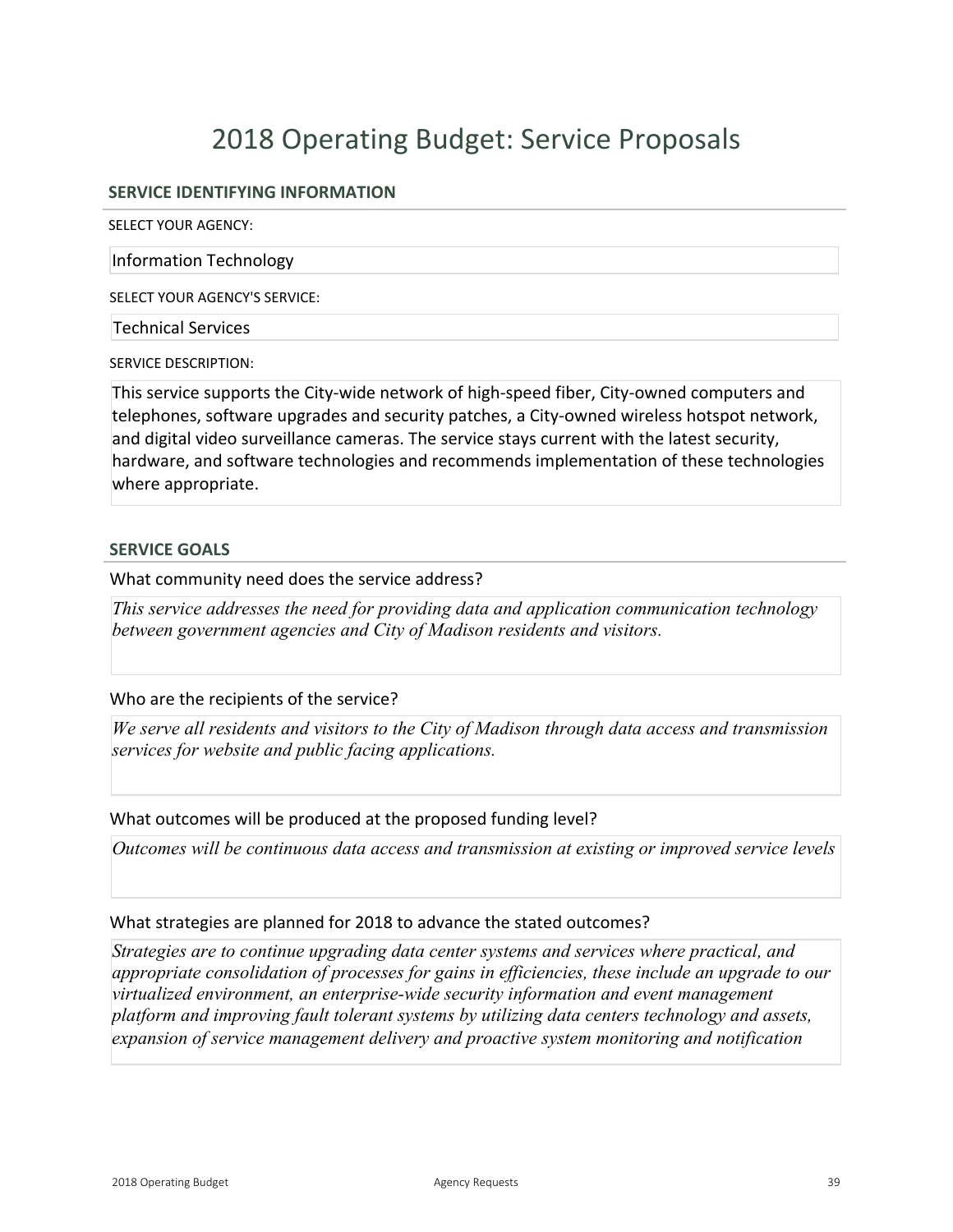# 2018 Operating Budget: Service Proposals

## SERVICE IDENTIFYING INFORMATION

SELECT YOUR AGENCY:

Information Technology

SELECT YOUR AGENCY'S SERVICE:

Technical Services

SERVICE DESCRIPTION:

This service supports the City-wide network of high-speed fiber, City-owned computers and telephones, software upgrades and security patches, a City-owned wireless hotspot network, and digital video surveillance cameras. The service stays current with the latest security, hardware, and software technologies and recommends implementation of these technologies where appropriate.

## SERVICE GOALS

What community need does the service address?

*This service addresses the need for providing data and application communication technology between government agencies and City of Madison residents and visitors.*

Who are the recipients of the service?

*We serve all residents and visitors to the City of Madison through data access and transmission services for website and public facing applications.*

What outcomes will be produced at the proposed funding level?

*Outcomes will be continuous data access and transmission at existing or improved service levels*

What strategies are planned for 2018 to advance the stated outcomes?

*Strategies are to continue upgrading data center systems and services where practical, and appropriate consolidation of processes for gains in efficiencies, these include an upgrade to our virtualized environment, an enterprise-wide security information and event management platform and improving fault tolerant systems by utilizing data centers technology and assets, expansion of service management delivery and proactive system monitoring and notification*